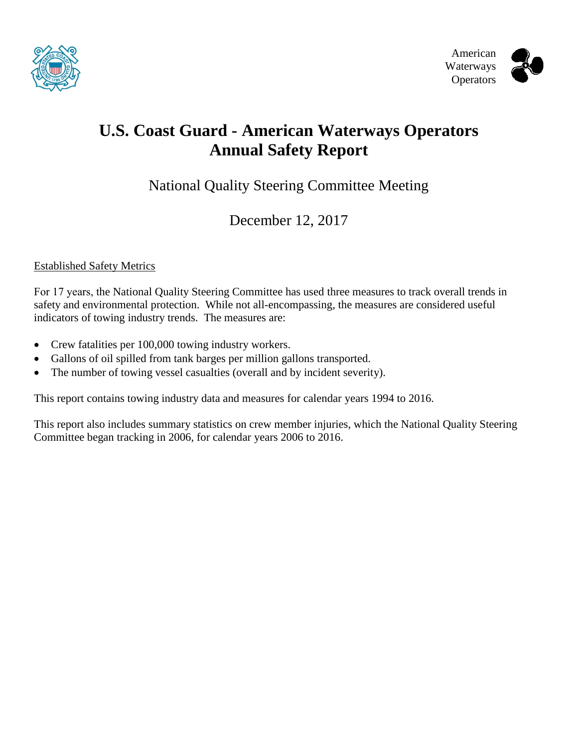American Waterways Operators

# U.S. Coast Guard - American Waterways Operators Annual Safety Report

## National Quality Steering Committee Meeting

December 12, 2017

Established Safety Metrics

For 17 years, the National Quality Steering Committee has used three measures to track overall trends in safety and environmental protection. While not all-encompassing, the measures are considered useful indicators of towing industry trends. The measures are:

- Crew fatalities per 100,000 towing industry workers.
- Gallons of oil spilled from tank barges per million gallons transported.
- The number of towing vessel casualties (overall and by incident severity).

This report contains towing industry data and measures for calendar years 1994 to 2016.

This report also includes summary statistics on crew member injuries, which the National Quality Steering Committee began tracking in 2006, for calendar years 2006 to 2016.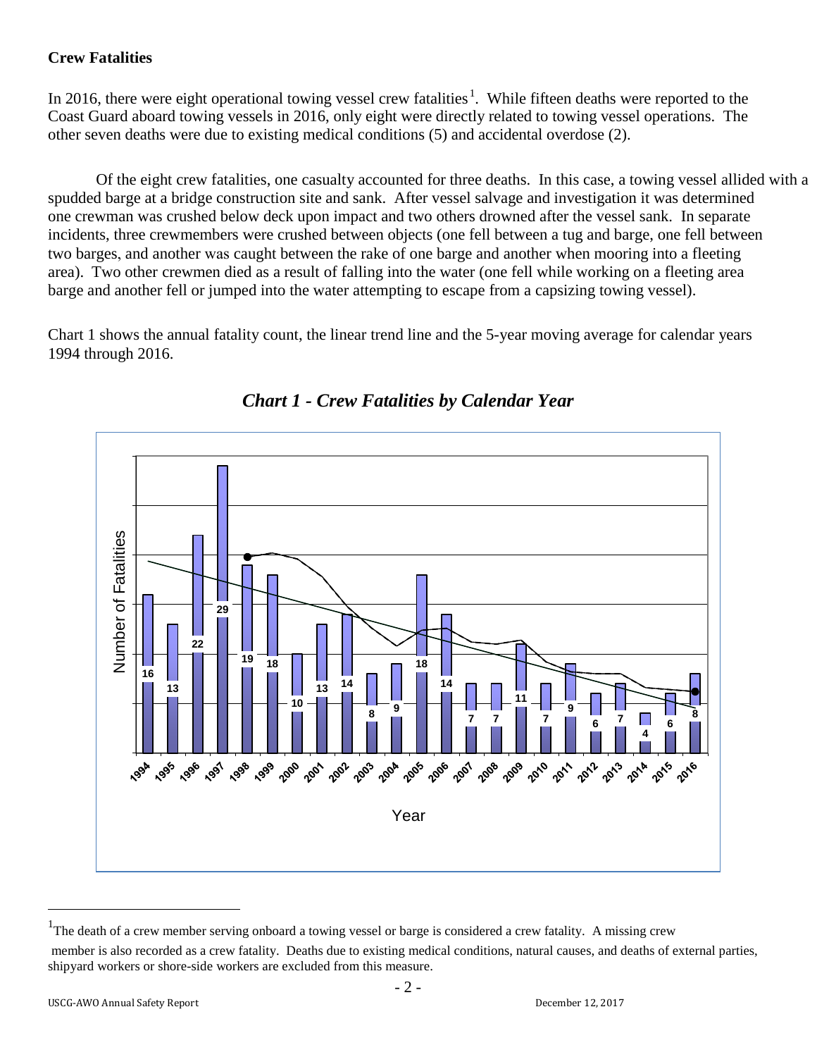**Crew Fatalities**

In 2016, there were eight operational towing vessel crew fatalities[1]. While fifteen deaths were reported to the Coast Guard aboard towing vessels in 2016, only eight were directly related to towing vessel operations. The other seven deaths were due to existing medical conditions (5) and accidental overdose (2).

Of the eight crew fatalities, one casualty accounted for three deaths. In this case, a towing vessel allided with a spudded barge at a bridge construction site and sank. After vessel salvage and investigation it was determined one crewman was crushed below deck upon impact and two others drowned after the vessel sank. In separate incidents, three crewmembers were crushed between objects (one fell between a tug and barge, one fell between two barges, and another was caught between the rake of one barge and another when mooring into a fleeting area). Two other crewmen died as a result of falling into the water (one fell while working on a fleeting area barge and another fell or jumped into the water attempting to escape from a capsizing towing vessel).

Chart 1 shows the annual fatality count, the linear trend line and the 5-year moving average for calendar years 1994 through 2016.

***Chart 1 - Crew Fatalities by Calendar Year***

| Year | Number of Fatalities |
|---|---|
| 1994 | 16 |
| 1995 | 13 |
| 1996 | 22 |
| 1997 | 29 |
| 1998 | 19 |
| 1999 | 18 |
| 2000 | 10 |
| 2001 | 13 |
| 2002 | 14 |
| 2003 | 8 |
| 2004 | 9 |
| 2005 | 18 |
| 2006 | 14 |
| 2007 | 7 |
| 2008 | 7 |
| 2009 | 11 |
| 2010 | 7 |
| 2011 | 9 |
| 2012 | 6 |
| 2013 | 7 |
| 2014 | 4 |
| 2015 | 6 |
| 2016 | 8 |

[1] The death of a crew member serving onboard a towing vessel or barge is considered a crew fatality. A missing crew member is also recorded as a crew fatality. Deaths due to existing medical conditions, natural causes, and deaths of external parties, shipyard workers or shore-side workers are excluded from this measure.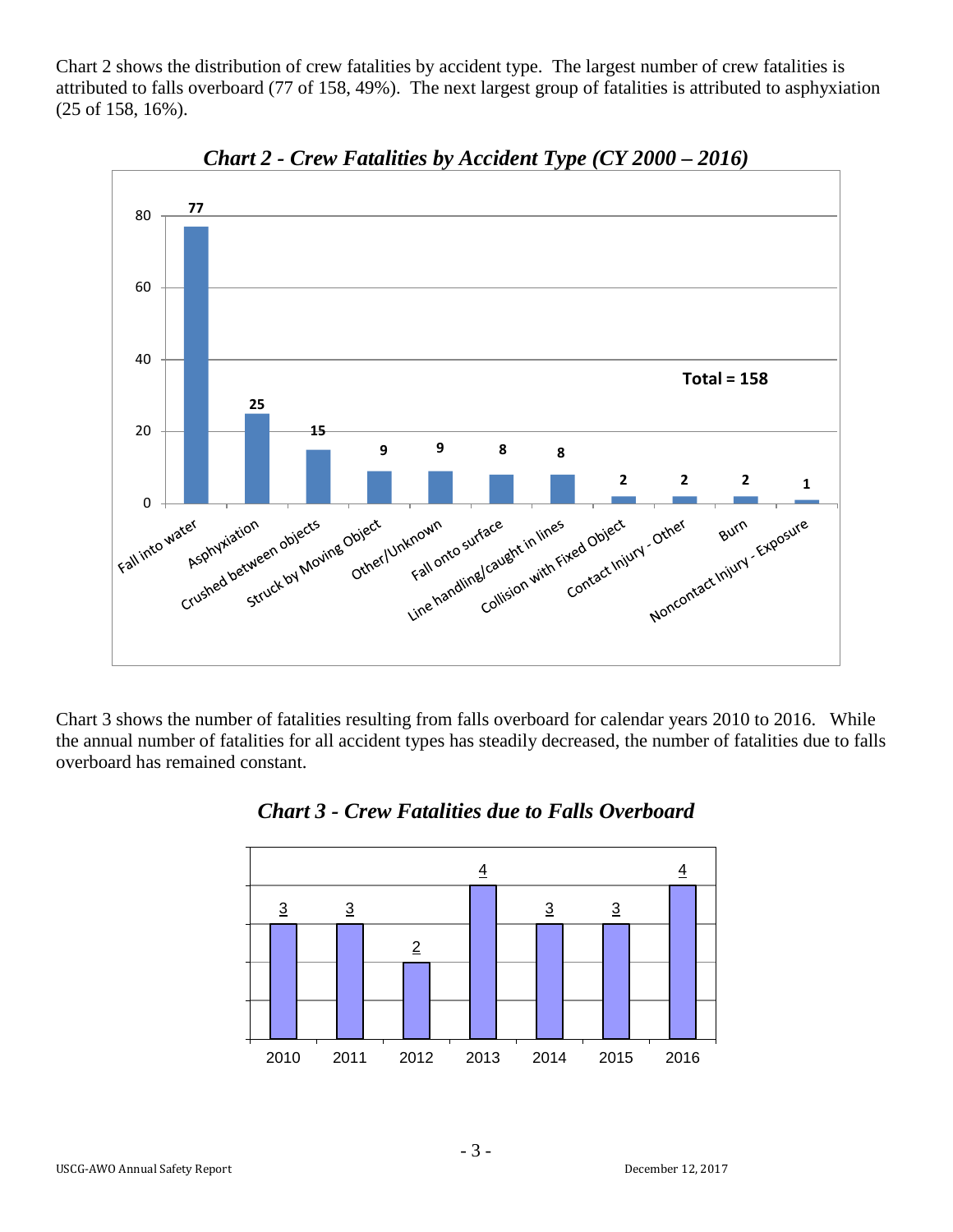Chart 2 shows the distribution of crew fatalities by accident type. The largest number of crew fatalities is attributed to falls overboard (77 of 158, 49%). The next largest group of fatalities is attributed to asphyxiation (25 of 158, 16%).

***Chart 2 - Crew Fatalities by Accident Type (CY 2000 – 2016)***

| Accident Type | Fatalities |
|---|---|
| Fall into water | 77 |
| Asphyxiation | 25 |
| Crushed between objects | 15 |
| Struck by Moving Object | 9 |
| Other/Unknown | 9 |
| Fall onto surface | 8 |
| Line handling/caught in lines | 8 |
| Collision with Fixed Object | 2 |
| Contact Injury - Other | 2 |
| Burn | 2 |
| Noncontact Injury - Exposure | 1 |
| **Total** | **158** |

Chart 3 shows the number of fatalities resulting from falls overboard for calendar years 2010 to 2016. While the annual number of fatalities for all accident types has steadily decreased, the number of fatalities due to falls overboard has remained constant.

***Chart 3 - Crew Fatalities due to Falls Overboard***

| Year | Fatalities |
|---|---|
| 2010 | 3 |
| 2011 | 3 |
| 2012 | 2 |
| 2013 | 4 |
| 2014 | 3 |
| 2015 | 3 |
| 2016 | 4 |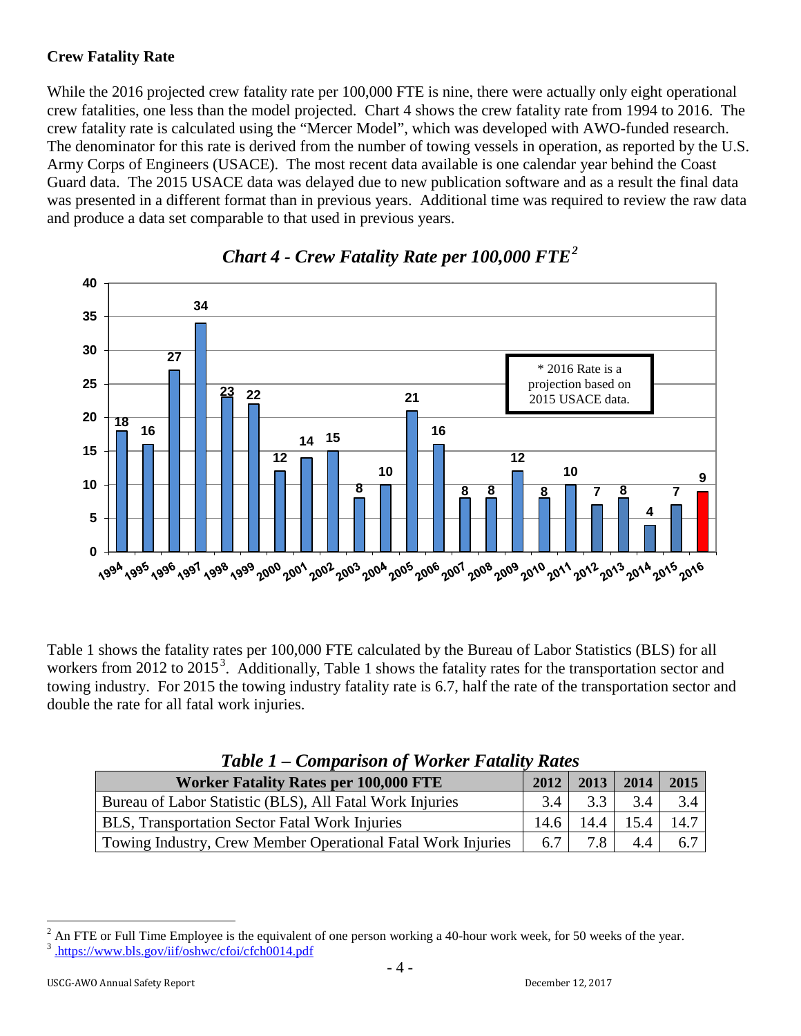## Crew Fatality Rate

While the 2016 projected crew fatality rate per 100,000 FTE is nine, there were actually only eight operational crew fatalities, one less than the model projected. Chart 4 shows the crew fatality rate from 1994 to 2016. The crew fatality rate is calculated using the "Mercer Model", which was developed with AWO-funded research. The denominator for this rate is derived from the number of towing vessels in operation, as reported by the U.S. Army Corps of Engineers (USACE). The most recent data available is one calendar year behind the Coast Guard data. The 2015 USACE data was delayed due to new publication software and as a result the final data was presented in a different format than in previous years. Additional time was required to review the raw data and produce a data set comparable to that used in previous years.

***Chart 4 - Crew Fatality Rate per 100,000 FTE[2]***

| Year | Rate |
|---|---|
| 1994 | 18 |
| 1995 | 16 |
| 1996 | 27 |
| 1997 | 34 |
| 1998 | 23 |
| 1999 | 22 |
| 2000 | 12 |
| 2001 | 14 |
| 2002 | 15 |
| 2003 | 8 |
| 2004 | 10 |
| 2005 | 21 |
| 2006 | 16 |
| 2007 | 8 |
| 2008 | 8 |
| 2009 | 12 |
| 2010 | 8 |
| 2011 | 10 |
| 2012 | 7 |
| 2013 | 8 |
| 2014 | 4 |
| 2015 | 7 |
| 2016 | 9 |

* 2016 Rate is a projection based on 2015 USACE data.

Table 1 shows the fatality rates per 100,000 FTE calculated by the Bureau of Labor Statistics (BLS) for all workers from 2012 to 2015[3]. Additionally, Table 1 shows the fatality rates for the transportation sector and towing industry. For 2015 the towing industry fatality rate is 6.7, half the rate of the transportation sector and double the rate for all fatal work injuries.

***Table 1 – Comparison of Worker Fatality Rates***

| Worker Fatality Rates per 100,000 FTE | 2012 | 2013 | 2014 | 2015 |
|---|---|---|---|---|
| Bureau of Labor Statistic (BLS), All Fatal Work Injuries | 3.4 | 3.3 | 3.4 | 3.4 |
| BLS, Transportation Sector Fatal Work Injuries | 14.6 | 14.4 | 15.4 | 14.7 |
| Towing Industry, Crew Member Operational Fatal Work Injuries | 6.7 | 7.8 | 4.4 | 6.7 |

[2] An FTE or Full Time Employee is the equivalent of one person working a 40-hour work week, for 50 weeks of the year.

[3] .https://www.bls.gov/iif/oshwc/cfoi/cfch0014.pdf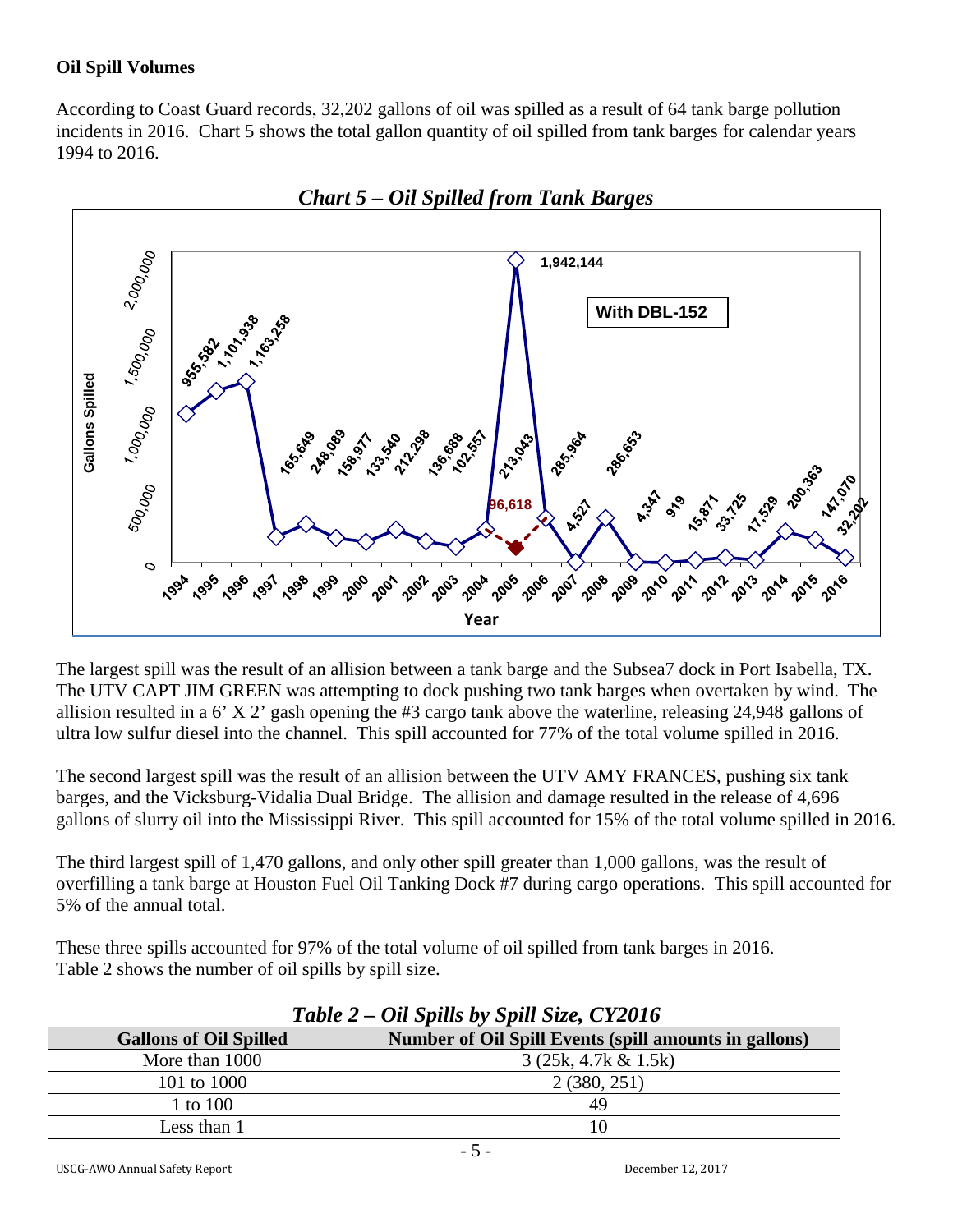**Oil Spill Volumes**

According to Coast Guard records, 32,202 gallons of oil was spilled as a result of 64 tank barge pollution incidents in 2016. Chart 5 shows the total gallon quantity of oil spilled from tank barges for calendar years 1994 to 2016.

*Chart 5 – Oil Spilled from Tank Barges*

The largest spill was the result of an allision between a tank barge and the Subsea7 dock in Port Isabella, TX. The UTV CAPT JIM GREEN was attempting to dock pushing two tank barges when overtaken by wind. The allision resulted in a 6' X 2' gash opening the #3 cargo tank above the waterline, releasing 24,948 gallons of ultra low sulfur diesel into the channel. This spill accounted for 77% of the total volume spilled in 2016.

The second largest spill was the result of an allision between the UTV AMY FRANCES, pushing six tank barges, and the Vicksburg-Vidalia Dual Bridge. The allision and damage resulted in the release of 4,696 gallons of slurry oil into the Mississippi River. This spill accounted for 15% of the total volume spilled in 2016.

The third largest spill of 1,470 gallons, and only other spill greater than 1,000 gallons, was the result of overfilling a tank barge at Houston Fuel Oil Tanking Dock #7 during cargo operations. This spill accounted for 5% of the annual total.

These three spills accounted for 97% of the total volume of oil spilled from tank barges in 2016. Table 2 shows the number of oil spills by spill size.

*Table 2 – Oil Spills by Spill Size, CY2016*

| Gallons of Oil Spilled | Number of Oil Spill Events (spill amounts in gallons) |
|---|---|
| More than 1000 | 3 (25k, 4.7k & 1.5k) |
| 101 to 1000 | 2 (380, 251) |
| 1 to 100 | 49 |
| Less than 1 | 10 |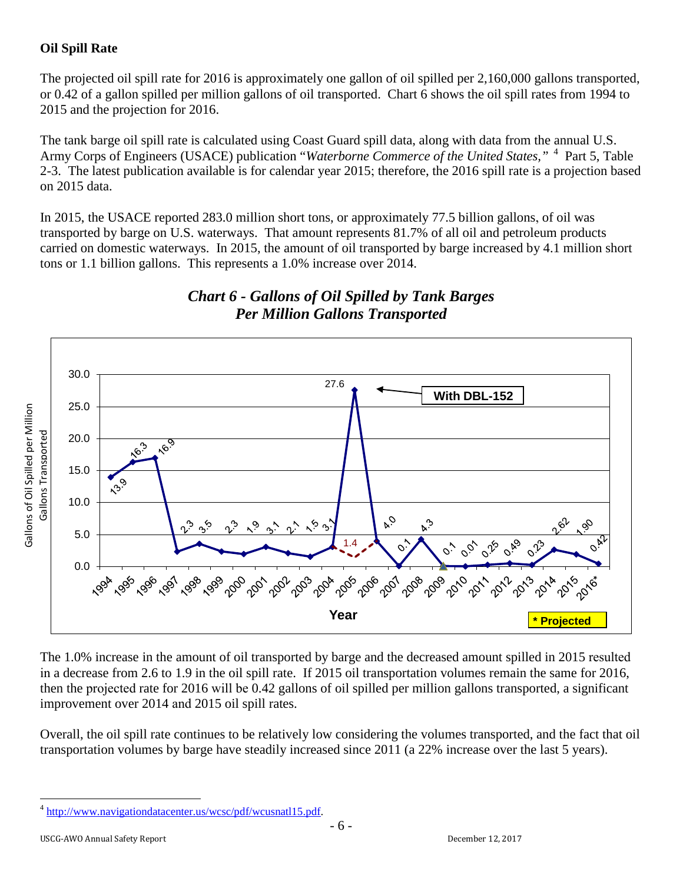**Oil Spill Rate**

The projected oil spill rate for 2016 is approximately one gallon of oil spilled per 2,160,000 gallons transported, or 0.42 of a gallon spilled per million gallons of oil transported. Chart 6 shows the oil spill rates from 1994 to 2015 and the projection for 2016.

The tank barge oil spill rate is calculated using Coast Guard spill data, along with data from the annual U.S. Army Corps of Engineers (USACE) publication "*Waterborne Commerce of the United States,*" [4] Part 5, Table 2-3. The latest publication available is for calendar year 2015; therefore, the 2016 spill rate is a projection based on 2015 data.

In 2015, the USACE reported 283.0 million short tons, or approximately 77.5 billion gallons, of oil was transported by barge on U.S. waterways. That amount represents 81.7% of all oil and petroleum products carried on domestic waterways. In 2015, the amount of oil transported by barge increased by 4.1 million short tons or 1.1 billion gallons. This represents a 1.0% increase over 2014.

***Chart 6 - Gallons of Oil Spilled by Tank Barges Per Million Gallons Transported***

| Year | Gallons of Oil Spilled per Million Gallons Transported |
|---|---|
| 1994 | 13.9 |
| 1995 | 16.3 |
| 1996 | 16.9 |
| 1997 | 2.3 |
| 1998 | 3.5 |
| 1999 | 2.3 |
| 2000 | 1.9 |
| 2001 | 3.1 |
| 2002 | 2.1 |
| 2003 | 1.5 |
| 2004 | 3.1 |
| 2005 | 27.6 (With DBL-152); 1.4 |
| 2006 | 4.0 |
| 2007 | 0.1 |
| 2008 | 4.3 |
| 2009 | 0.1 |
| 2010 | 0.01 |
| 2011 | 0.25 |
| 2012 | 0.49 |
| 2013 | 0.23 |
| 2014 | 2.62 |
| 2015 | 1.90 |
| 2016* | 0.42 |

\* Projected

The 1.0% increase in the amount of oil transported by barge and the decreased amount spilled in 2015 resulted in a decrease from 2.6 to 1.9 in the oil spill rate. If 2015 oil transportation volumes remain the same for 2016, then the projected rate for 2016 will be 0.42 gallons of oil spilled per million gallons transported, a significant improvement over 2014 and 2015 oil spill rates.

Overall, the oil spill rate continues to be relatively low considering the volumes transported, and the fact that oil transportation volumes by barge have steadily increased since 2011 (a 22% increase over the last 5 years).

---

[4] http://www.navigationdatacenter.us/wcsc/pdf/wcusnatl15.pdf.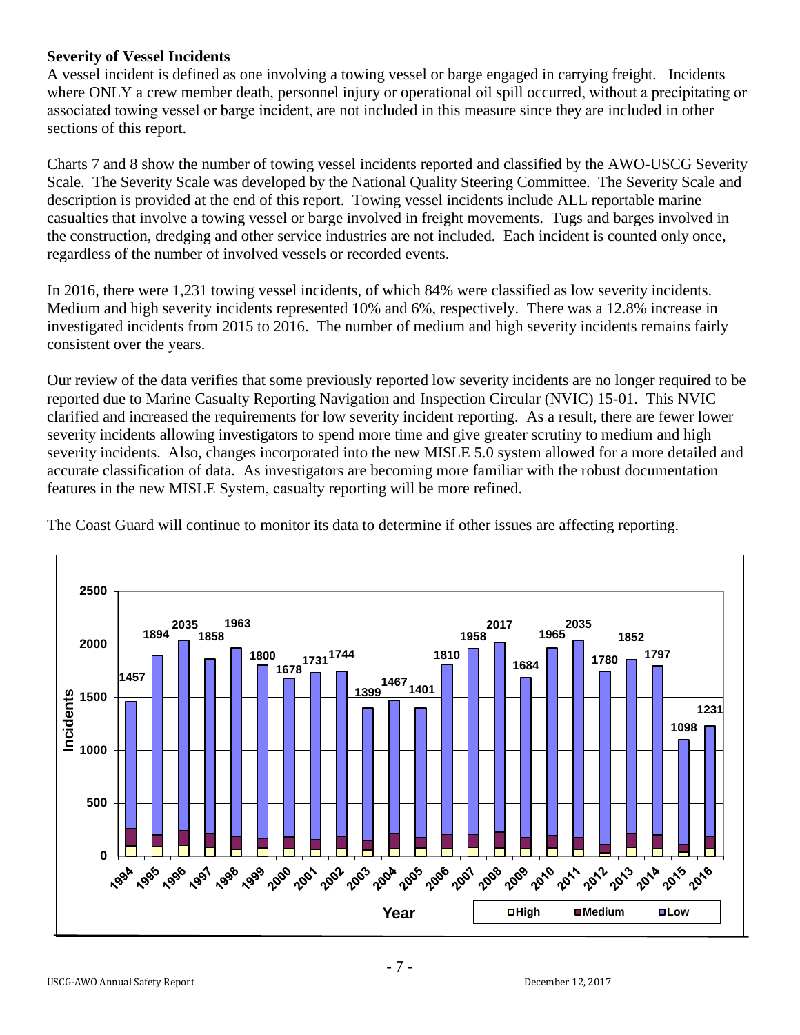**Severity of Vessel Incidents**

A vessel incident is defined as one involving a towing vessel or barge engaged in carrying freight. Incidents where ONLY a crew member death, personnel injury or operational oil spill occurred, without a precipitating or associated towing vessel or barge incident, are not included in this measure since they are included in other sections of this report.

Charts 7 and 8 show the number of towing vessel incidents reported and classified by the AWO-USCG Severity Scale. The Severity Scale was developed by the National Quality Steering Committee. The Severity Scale and description is provided at the end of this report. Towing vessel incidents include ALL reportable marine casualties that involve a towing vessel or barge involved in freight movements. Tugs and barges involved in the construction, dredging and other service industries are not included. Each incident is counted only once, regardless of the number of involved vessels or recorded events.

In 2016, there were 1,231 towing vessel incidents, of which 84% were classified as low severity incidents. Medium and high severity incidents represented 10% and 6%, respectively. There was a 12.8% increase in investigated incidents from 2015 to 2016. The number of medium and high severity incidents remains fairly consistent over the years.

Our review of the data verifies that some previously reported low severity incidents are no longer required to be reported due to Marine Casualty Reporting Navigation and Inspection Circular (NVIC) 15-01. This NVIC clarified and increased the requirements for low severity incident reporting. As a result, there are fewer lower severity incidents allowing investigators to spend more time and give greater scrutiny to medium and high severity incidents. Also, changes incorporated into the new MISLE 5.0 system allowed for a more detailed and accurate classification of data. As investigators are becoming more familiar with the robust documentation features in the new MISLE System, casualty reporting will be more refined.

The Coast Guard will continue to monitor its data to determine if other issues are affecting reporting.

| Year | Incidents |
|---|---|
| 1994 | 1457 |
| 1995 | 1894 |
| 1996 | 2035 |
| 1997 | 1858 |
| 1998 | 1963 |
| 1999 | 1800 |
| 2000 | 1678 |
| 2001 | 1731 |
| 2002 | 1744 |
| 2003 | 1399 |
| 2004 | 1467 |
| 2005 | 1401 |
| 2006 | 1810 |
| 2007 | 1958 |
| 2008 | 2017 |
| 2009 | 1684 |
| 2010 | 1965 |
| 2011 | 2035 |
| 2012 | 1780 |
| 2013 | 1852 |
| 2014 | 1797 |
| 2015 | 1098 |
| 2016 | 1231 |

Legend: High, Medium, Low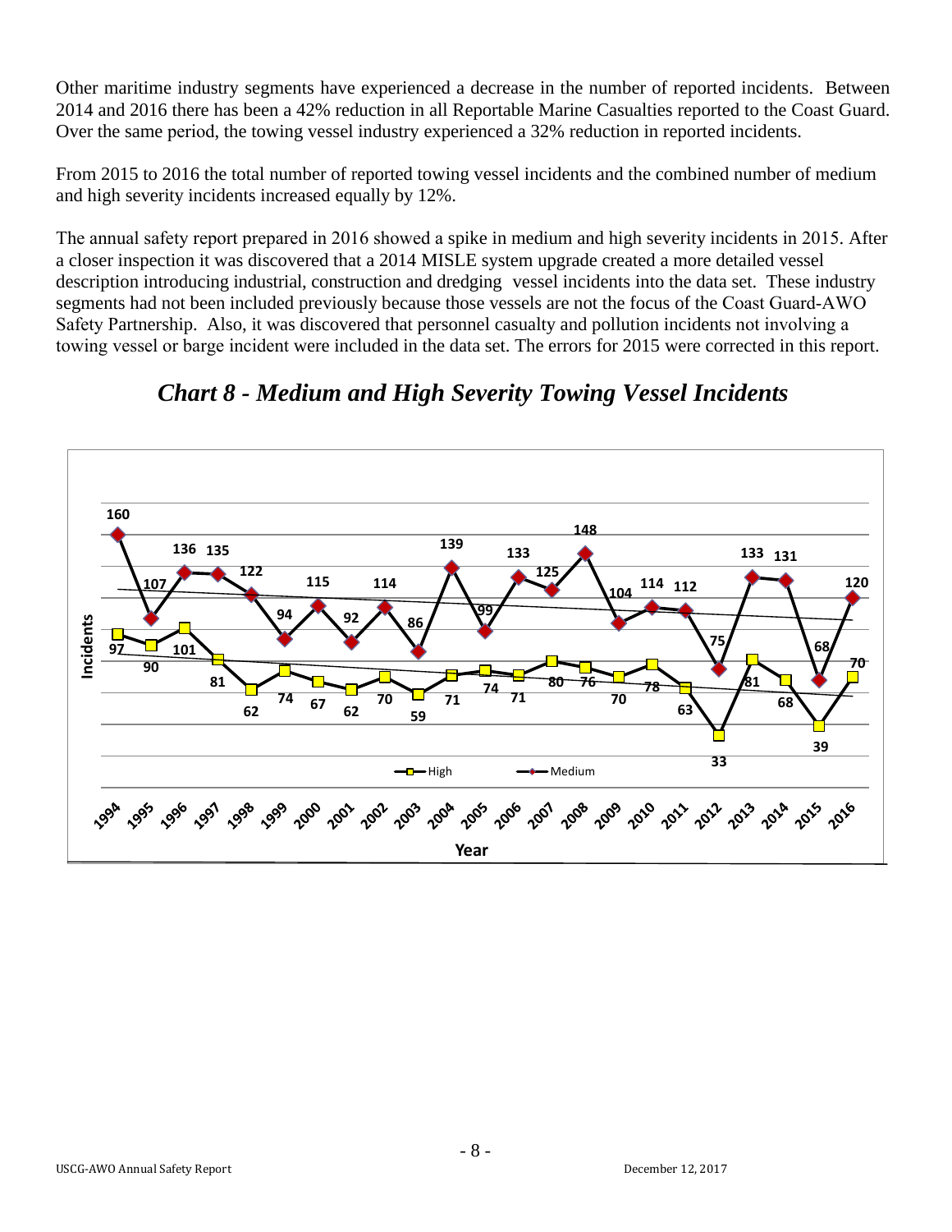Other maritime industry segments have experienced a decrease in the number of reported incidents. Between 2014 and 2016 there has been a 42% reduction in all Reportable Marine Casualties reported to the Coast Guard. Over the same period, the towing vessel industry experienced a 32% reduction in reported incidents.

From 2015 to 2016 the total number of reported towing vessel incidents and the combined number of medium and high severity incidents increased equally by 12%.

The annual safety report prepared in 2016 showed a spike in medium and high severity incidents in 2015. After a closer inspection it was discovered that a 2014 MISLE system upgrade created a more detailed vessel description introducing industrial, construction and dredging vessel incidents into the data set. These industry segments had not been included previously because those vessels are not the focus of the Coast Guard-AWO Safety Partnership. Also, it was discovered that personnel casualty and pollution incidents not involving a towing vessel or barge incident were included in the data set. The errors for 2015 were corrected in this report.

## *Chart 8 - Medium and High Severity Towing Vessel Incidents*

| Year | High | Medium |
|---|---|---|
| 1994 | 97 | 160 |
| 1995 | 90 | 107 |
| 1996 | 101 | 136 |
| 1997 | 81 | 135 |
| 1998 | 62 | 122 |
| 1999 | 74 | 94 |
| 2000 | 67 | 115 |
| 2001 | 62 | 92 |
| 2002 | 70 | 114 |
| 2003 | 59 | 86 |
| 2004 | 71 | 139 |
| 2005 | 74 | 99 |
| 2006 | 71 | 133 |
| 2007 | 80 | 125 |
| 2008 | 76 | 148 |
| 2009 | 70 | 104 |
| 2010 | 78 | 114 |
| 2011 | 63 | 112 |
| 2012 | 33 | 75 |
| 2013 | 81 | 133 |
| 2014 | 68 | 131 |
| 2015 | 39 | 68 |
| 2016 | 70 | 120 |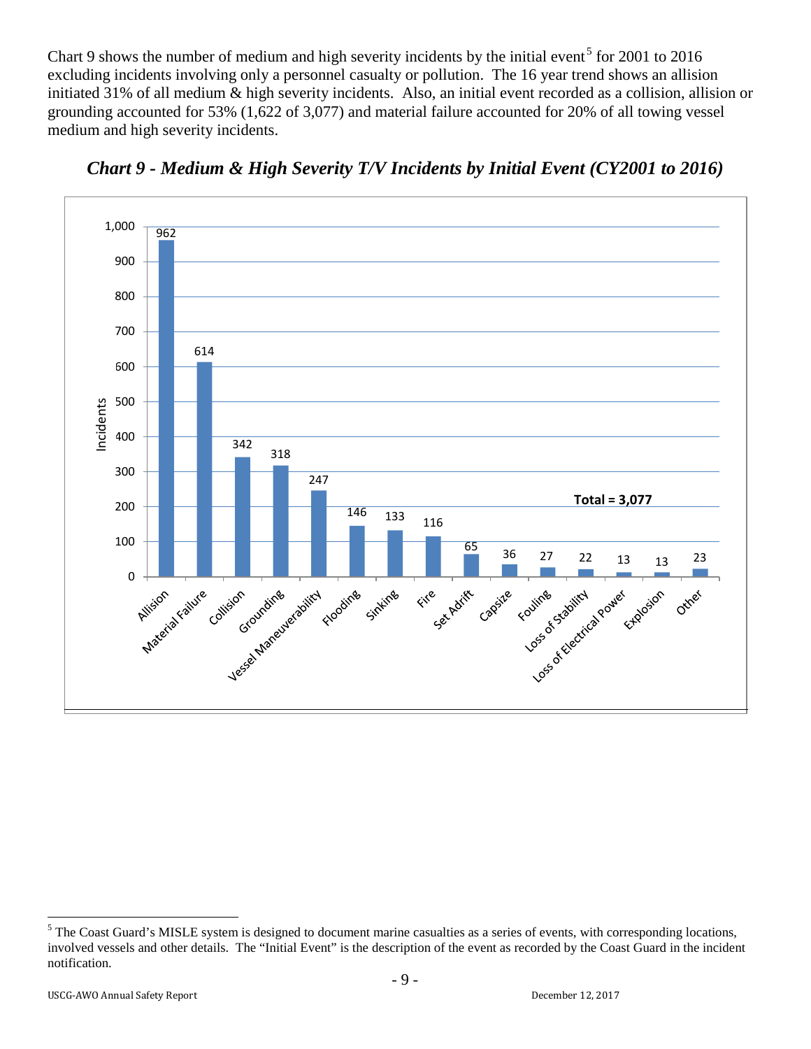Chart 9 shows the number of medium and high severity incidents by the initial event[5] for 2001 to 2016 excluding incidents involving only a personnel casualty or pollution. The 16 year trend shows an allision initiated 31% of all medium & high severity incidents. Also, an initial event recorded as a collision, allision or grounding accounted for 53% (1,622 of 3,077) and material failure accounted for 20% of all towing vessel medium and high severity incidents.

***Chart 9 - Medium & High Severity T/V Incidents by Initial Event (CY2001 to 2016)***

| Initial Event | Incidents |
|---|---|
| Allision | 962 |
| Material Failure | 614 |
| Collision | 342 |
| Grounding | 318 |
| Vessel Maneuverability | 247 |
| Flooding | 146 |
| Sinking | 133 |
| Fire | 116 |
| Set Adrift | 65 |
| Capsize | 36 |
| Fouling | 27 |
| Loss of Stability | 22 |
| Loss of Electrical Power | 13 |
| Explosion | 13 |
| Other | 23 |

**Total = 3,077**

[5] The Coast Guard's MISLE system is designed to document marine casualties as a series of events, with corresponding locations, involved vessels and other details. The "Initial Event" is the description of the event as recorded by the Coast Guard in the incident notification.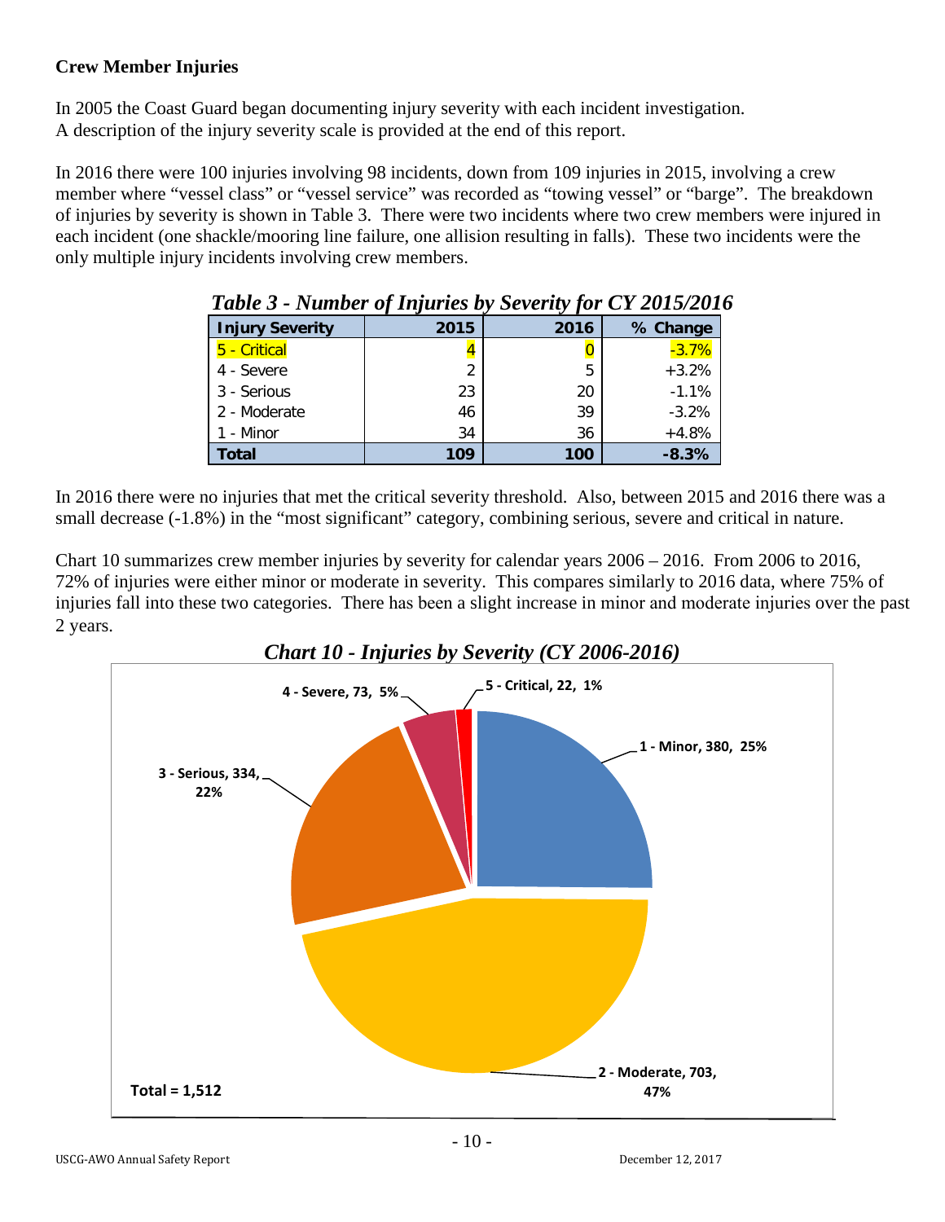**Crew Member Injuries**

In 2005 the Coast Guard began documenting injury severity with each incident investigation. A description of the injury severity scale is provided at the end of this report.

In 2016 there were 100 injuries involving 98 incidents, down from 109 injuries in 2015, involving a crew member where "vessel class" or "vessel service" was recorded as "towing vessel" or "barge". The breakdown of injuries by severity is shown in Table 3. There were two incidents where two crew members were injured in each incident (one shackle/mooring line failure, one allision resulting in falls). These two incidents were the only multiple injury incidents involving crew members.

*Table 3 - Number of Injuries by Severity for CY 2015/2016*

| Injury Severity | 2015 | 2016 | % Change |
|---|---|---|---|
| 5 - Critical | 4 | 0 | -3.7% |
| 4 - Severe | 2 | 5 | +3.2% |
| 3 - Serious | 23 | 20 | -1.1% |
| 2 - Moderate | 46 | 39 | -3.2% |
| 1 - Minor | 34 | 36 | +4.8% |
| **Total** | **109** | **100** | **-8.3%** |

In 2016 there were no injuries that met the critical severity threshold. Also, between 2015 and 2016 there was a small decrease (-1.8%) in the "most significant" category, combining serious, severe and critical in nature.

Chart 10 summarizes crew member injuries by severity for calendar years 2006 – 2016. From 2006 to 2016, 72% of injuries were either minor or moderate in severity. This compares similarly to 2016 data, where 75% of injuries fall into these two categories. There has been a slight increase in minor and moderate injuries over the past 2 years.

*Chart 10 - Injuries by Severity (CY 2006-2016)*

| Injury Severity | Count | Percent |
|---|---|---|
| 1 - Minor | 380 | 25% |
| 2 - Moderate | 703 | 47% |
| 3 - Serious | 334 | 22% |
| 4 - Severe | 73 | 5% |
| 5 - Critical | 22 | 1% |

Total = 1,512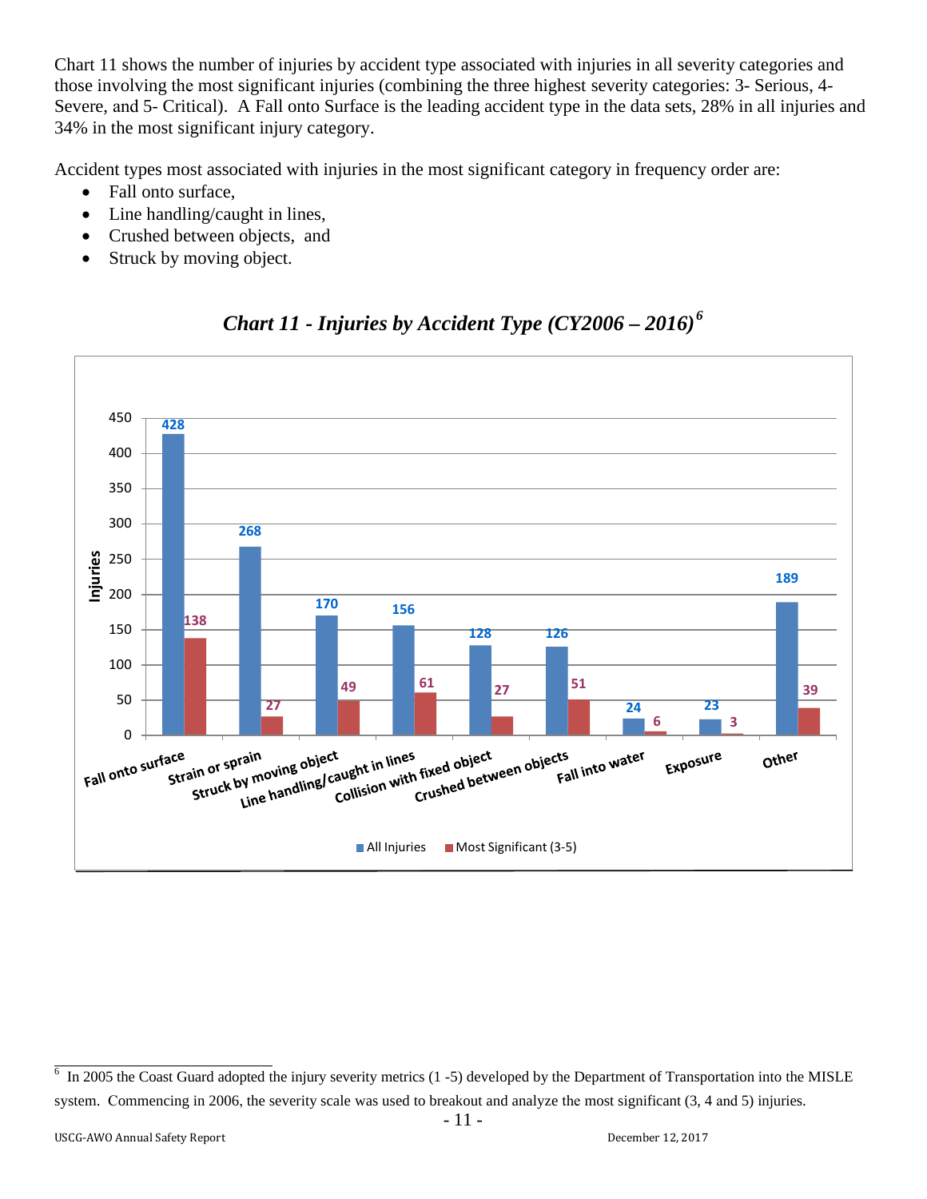Chart 11 shows the number of injuries by accident type associated with injuries in all severity categories and those involving the most significant injuries (combining the three highest severity categories: 3- Serious, 4- Severe, and 5- Critical). A Fall onto Surface is the leading accident type in the data sets, 28% in all injuries and 34% in the most significant injury category.

Accident types most associated with injuries in the most significant category in frequency order are:

- Fall onto surface,
- Line handling/caught in lines,
- Crushed between objects, and
- Struck by moving object.

***Chart 11 - Injuries by Accident Type (CY2006 – 2016)[6]***

| Accident Type | All Injuries | Most Significant (3-5) |
|---|---|---|
| Fall onto surface | 428 | 138 |
| Strain or sprain | 268 | 27 |
| Struck by moving object | 170 | 49 |
| Line handling/caught in lines | 156 | 61 |
| Collision with fixed object | 128 | 27 |
| Crushed between objects | 126 | 51 |
| Fall into water | 24 | 6 |
| Exposure | 23 | 3 |
| Other | 189 | 39 |

[6] In 2005 the Coast Guard adopted the injury severity metrics (1 -5) developed by the Department of Transportation into the MISLE system. Commencing in 2006, the severity scale was used to breakout and analyze the most significant (3, 4 and 5) injuries.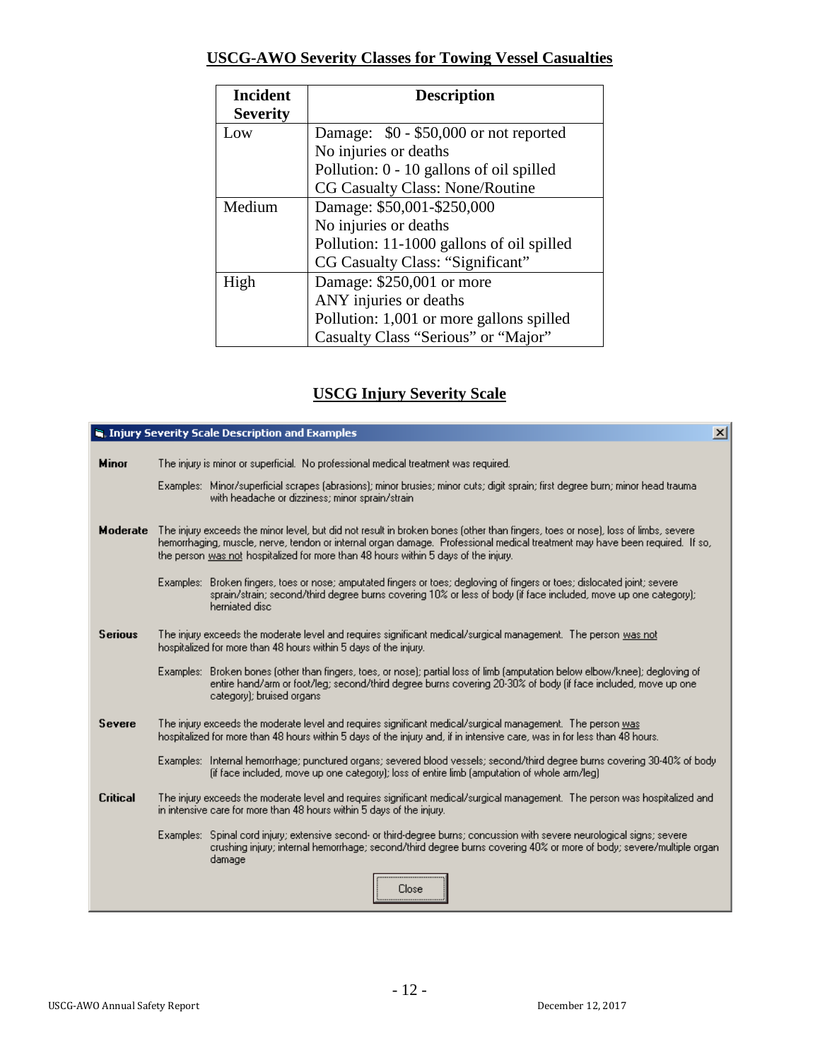## USCG-AWO Severity Classes for Towing Vessel Casualties

| Incident Severity | Description |
|---|---|
| Low | Damage: $0 - $50,000 or not reported<br>No injuries or deaths<br>Pollution: 0 - 10 gallons of oil spilled<br>CG Casualty Class: None/Routine |
| Medium | Damage: $50,001-$250,000<br>No injuries or deaths<br>Pollution: 11-1000 gallons of oil spilled<br>CG Casualty Class: "Significant" |
| High | Damage: $250,001 or more<br>ANY injuries or deaths<br>Pollution: 1,001 or more gallons spilled<br>Casualty Class "Serious" or "Major" |

## USCG Injury Severity Scale

**Injury Severity Scale Description and Examples**

**Minor** The injury is minor or superficial. No professional medical treatment was required.

Examples: Minor/superficial scrapes (abrasions); minor brusies; minor cuts; digit sprain; first degree burn; minor head trauma with headache or dizziness; minor sprain/strain

**Moderate** The injury exceeds the minor level, but did not result in broken bones (other than fingers, toes or nose), loss of limbs, severe hemorrhaging, muscle, nerve, tendon or internal organ damage. Professional medical treatment may have been required. If so, the person was not hospitalized for more than 48 hours within 5 days of the injury.

Examples: Broken fingers, toes or nose; amputated fingers or toes; degloving of fingers or toes; dislocated joint; severe sprain/strain; second/third degree burns covering 10% or less of body (if face included, move up one category); herniated disc

**Serious** The injury exceeds the moderate level and requires significant medical/surgical management. The person was not hospitalized for more than 48 hours within 5 days of the injury.

Examples: Broken bones (other than fingers, toes, or nose); partial loss of limb (amputation below elbow/knee); degloving of entire hand/arm or foot/leg; second/third degree burns covering 20-30% of body (if face included, move up one category); bruised organs

**Severe** The injury exceeds the moderate level and requires significant medical/surgical management. The person was hospitalized for more than 48 hours within 5 days of the injury and, if in intensive care, was in for less than 48 hours.

Examples: Internal hemorrhage; punctured organs; severed blood vessels; second/third degree burns covering 30-40% of body (if face included, move up one category); loss of entire limb (amputation of whole arm/leg)

**Critical** The injury exceeds the moderate level and requires significant medical/surgical management. The person was hospitalized and in intensive care for more than 48 hours within 5 days of the injury.

Examples: Spinal cord injury; extensive second- or third-degree burns; concussion with severe neurological signs; severe crushing injury; internal hemorrhage; second/third degree burns covering 40% or more of body; severe/multiple organ damage

Close